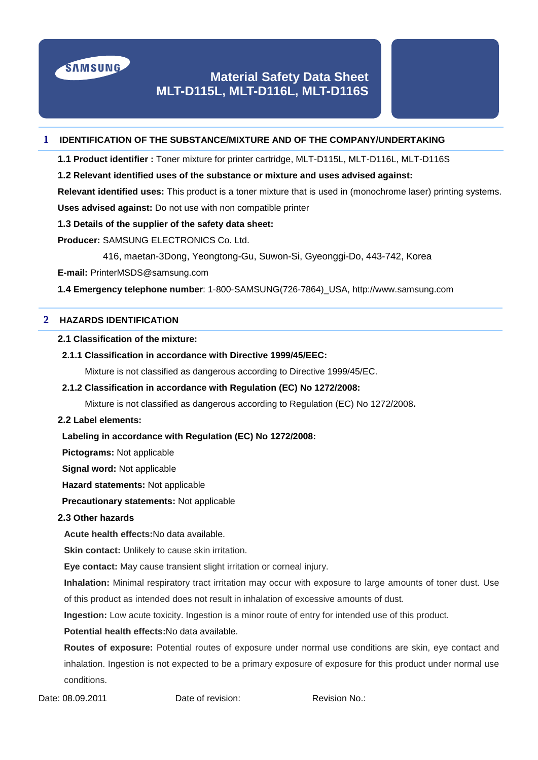# Material Safety Data Sheet
# MLT-D115L, MLT-D116L, MLT-D116S

## 1 IDENTIFICATION OF THE SUBSTANCE/MIXTURE AND OF THE COMPANY/UNDERTAKING

**1.1 Product identifier :** Toner mixture for printer cartridge, MLT-D115L, MLT-D116L, MLT-D116S

**1.2 Relevant identified uses of the substance or mixture and uses advised against:**

**Relevant identified uses:** This product is a toner mixture that is used in (monochrome laser) printing systems.

**Uses advised against:** Do not use with non compatible printer

**1.3 Details of the supplier of the safety data sheet:**

**Producer:** SAMSUNG ELECTRONICS Co. Ltd.

416, maetan-3Dong, Yeongtong-Gu, Suwon-Si, Gyeonggi-Do, 443-742, Korea

**E-mail:** PrinterMSDS@samsung.com

**1.4 Emergency telephone number**: 1-800-SAMSUNG(726-7864)_USA, http://www.samsung.com

## 2 HAZARDS IDENTIFICATION

**2.1 Classification of the mixture:**

**2.1.1 Classification in accordance with Directive 1999/45/EEC:**

Mixture is not classified as dangerous according to Directive 1999/45/EC.

**2.1.2 Classification in accordance with Regulation (EC) No 1272/2008:**

Mixture is not classified as dangerous according to Regulation (EC) No 1272/2008.

**2.2 Label elements:**

**Labeling in accordance with Regulation (EC) No 1272/2008:**

**Pictograms:** Not applicable

**Signal word:** Not applicable

**Hazard statements:** Not applicable

**Precautionary statements:** Not applicable

**2.3 Other hazards**

**Acute health effects:**No data available.

**Skin contact:** Unlikely to cause skin irritation.

**Eye contact:** May cause transient slight irritation or corneal injury.

**Inhalation:** Minimal respiratory tract irritation may occur with exposure to large amounts of toner dust. Use of this product as intended does not result in inhalation of excessive amounts of dust.

**Ingestion:** Low acute toxicity. Ingestion is a minor route of entry for intended use of this product.

**Potential health effects:**No data available.

**Routes of exposure:** Potential routes of exposure under normal use conditions are skin, eye contact and inhalation. Ingestion is not expected to be a primary exposure of exposure for this product under normal use conditions.

Date: 08.09.2011 Date of revision: Revision No.: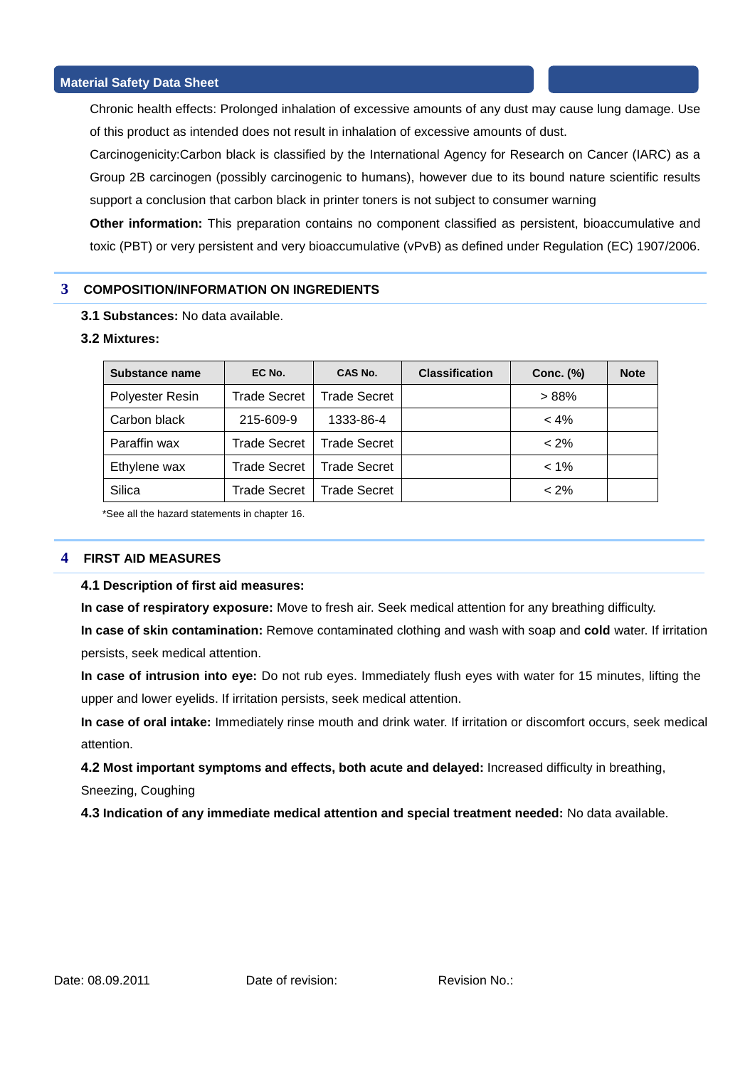Chronic health effects: Prolonged inhalation of excessive amounts of any dust may cause lung damage. Use of this product as intended does not result in inhalation of excessive amounts of dust.

Carcinogenicity:Carbon black is classified by the International Agency for Research on Cancer (IARC) as a Group 2B carcinogen (possibly carcinogenic to humans), however due to its bound nature scientific results support a conclusion that carbon black in printer toners is not subject to consumer warning

**Other information:** This preparation contains no component classified as persistent, bioaccumulative and toxic (PBT) or very persistent and very bioaccumulative (vPvB) as defined under Regulation (EC) 1907/2006.

## 3 COMPOSITION/INFORMATION ON INGREDIENTS

**3.1 Substances:** No data available.

**3.2 Mixtures:**

| Substance name | EC No. | CAS No. | Classification | Conc. (%) | Note |
|---|---|---|---|---|---|
| Polyester Resin | Trade Secret | Trade Secret | | > 88% | |
| Carbon black | 215-609-9 | 1333-86-4 | | < 4% | |
| Paraffin wax | Trade Secret | Trade Secret | | < 2% | |
| Ethylene wax | Trade Secret | Trade Secret | | < 1% | |
| Silica | Trade Secret | Trade Secret | | < 2% | |

*See all the hazard statements in chapter 16.

## 4 FIRST AID MEASURES

**4.1 Description of first aid measures:**

**In case of respiratory exposure:** Move to fresh air. Seek medical attention for any breathing difficulty.

**In case of skin contamination:** Remove contaminated clothing and wash with soap and **cold** water. If irritation persists, seek medical attention.

**In case of intrusion into eye:** Do not rub eyes. Immediately flush eyes with water for 15 minutes, lifting the upper and lower eyelids. If irritation persists, seek medical attention.

**In case of oral intake:** Immediately rinse mouth and drink water. If irritation or discomfort occurs, seek medical attention.

**4.2 Most important symptoms and effects, both acute and delayed:** Increased difficulty in breathing, Sneezing, Coughing

**4.3 Indication of any immediate medical attention and special treatment needed:** No data available.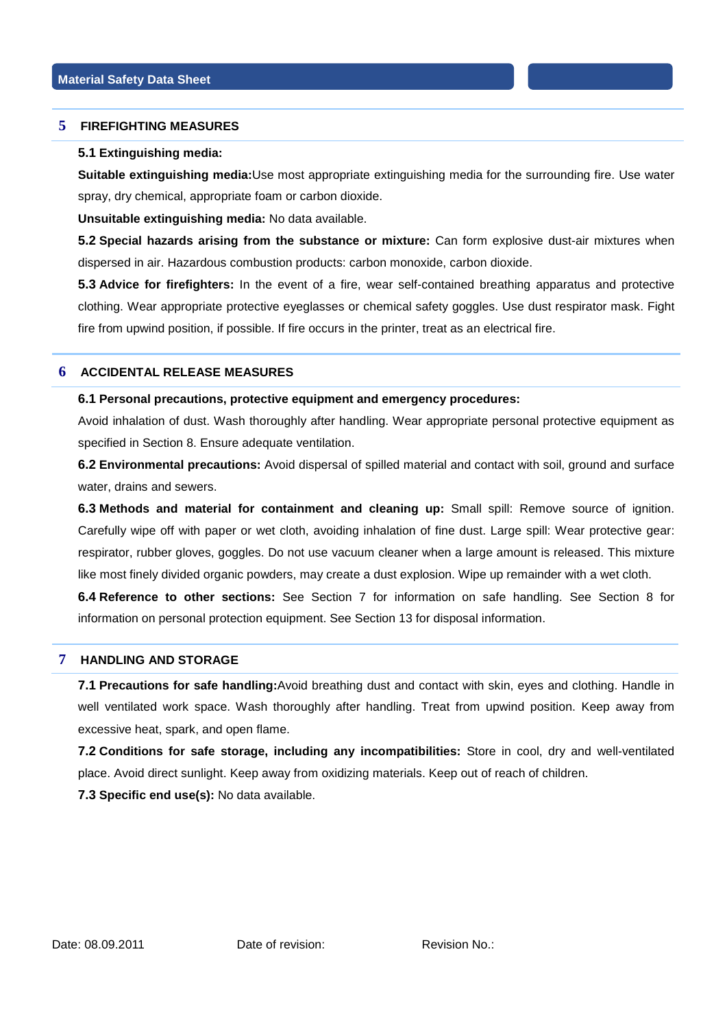## 5 FIREFIGHTING MEASURES

**5.1 Extinguishing media:**

**Suitable extinguishing media:**Use most appropriate extinguishing media for the surrounding fire. Use water spray, dry chemical, appropriate foam or carbon dioxide.

**Unsuitable extinguishing media:** No data available.

**5.2 Special hazards arising from the substance or mixture:** Can form explosive dust-air mixtures when dispersed in air. Hazardous combustion products: carbon monoxide, carbon dioxide.

**5.3 Advice for firefighters:** In the event of a fire, wear self-contained breathing apparatus and protective clothing. Wear appropriate protective eyeglasses or chemical safety goggles. Use dust respirator mask. Fight fire from upwind position, if possible. If fire occurs in the printer, treat as an electrical fire.

## 6 ACCIDENTAL RELEASE MEASURES

**6.1 Personal precautions, protective equipment and emergency procedures:**

Avoid inhalation of dust. Wash thoroughly after handling. Wear appropriate personal protective equipment as specified in Section 8. Ensure adequate ventilation.

**6.2 Environmental precautions:** Avoid dispersal of spilled material and contact with soil, ground and surface water, drains and sewers.

**6.3 Methods and material for containment and cleaning up:** Small spill: Remove source of ignition. Carefully wipe off with paper or wet cloth, avoiding inhalation of fine dust. Large spill: Wear protective gear: respirator, rubber gloves, goggles. Do not use vacuum cleaner when a large amount is released. This mixture like most finely divided organic powders, may create a dust explosion. Wipe up remainder with a wet cloth.

**6.4 Reference to other sections:** See Section 7 for information on safe handling. See Section 8 for information on personal protection equipment. See Section 13 for disposal information.

## 7 HANDLING AND STORAGE

**7.1 Precautions for safe handling:**Avoid breathing dust and contact with skin, eyes and clothing. Handle in well ventilated work space. Wash thoroughly after handling. Treat from upwind position. Keep away from excessive heat, spark, and open flame.

**7.2 Conditions for safe storage, including any incompatibilities:** Store in cool, dry and well-ventilated place. Avoid direct sunlight. Keep away from oxidizing materials. Keep out of reach of children.

**7.3 Specific end use(s):** No data available.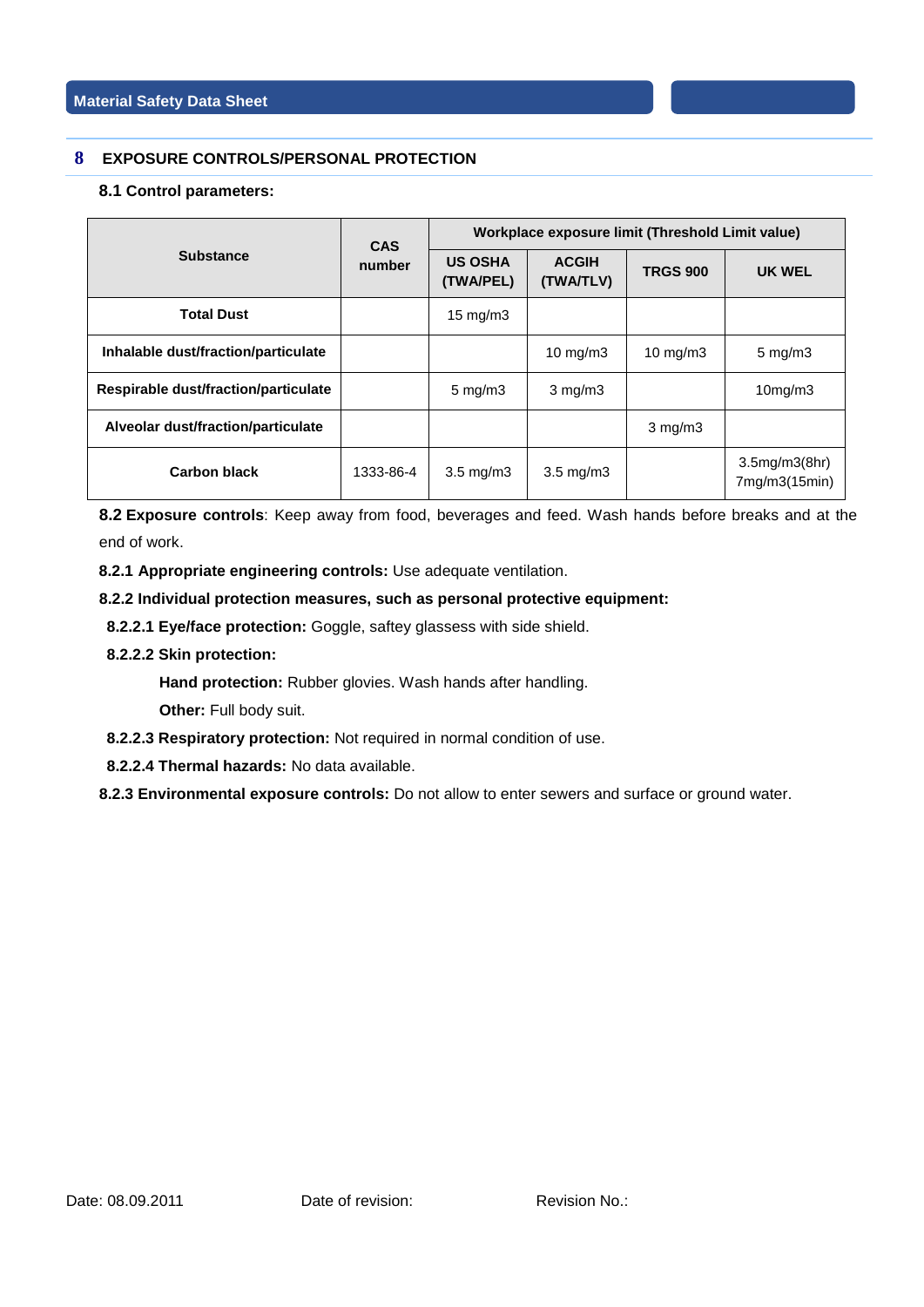## 8 EXPOSURE CONTROLS/PERSONAL PROTECTION

### 8.1 Control parameters:

| Substance | CAS number | Workplace exposure limit (Threshold Limit value) | | | |
|---|---|---|---|---|---|
| | | US OSHA (TWA/PEL) | ACGIH (TWA/TLV) | TRGS 900 | UK WEL |
| **Total Dust** | | 15 mg/m3 | | | |
| **Inhalable dust/fraction/particulate** | | | 10 mg/m3 | 10 mg/m3 | 5 mg/m3 |
| **Respirable dust/fraction/particulate** | | 5 mg/m3 | 3 mg/m3 | | 10mg/m3 |
| **Alveolar dust/fraction/particulate** | | | | 3 mg/m3 | |
| **Carbon black** | 1333-86-4 | 3.5 mg/m3 | 3.5 mg/m3 | | 3.5mg/m3(8hr) 7mg/m3(15min) |

**8.2 Exposure controls**: Keep away from food, beverages and feed. Wash hands before breaks and at the end of work.

**8.2.1 Appropriate engineering controls:** Use adequate ventilation.

**8.2.2 Individual protection measures, such as personal protective equipment:**

**8.2.2.1 Eye/face protection:** Goggle, saftey glassess with side shield.

**8.2.2.2 Skin protection:**

**Hand protection:** Rubber glovies. Wash hands after handling.

**Other:** Full body suit.

**8.2.2.3 Respiratory protection:** Not required in normal condition of use.

**8.2.2.4 Thermal hazards:** No data available.

**8.2.3 Environmental exposure controls:** Do not allow to enter sewers and surface or ground water.

Date: 08.09.2011 Date of revision: Revision No.: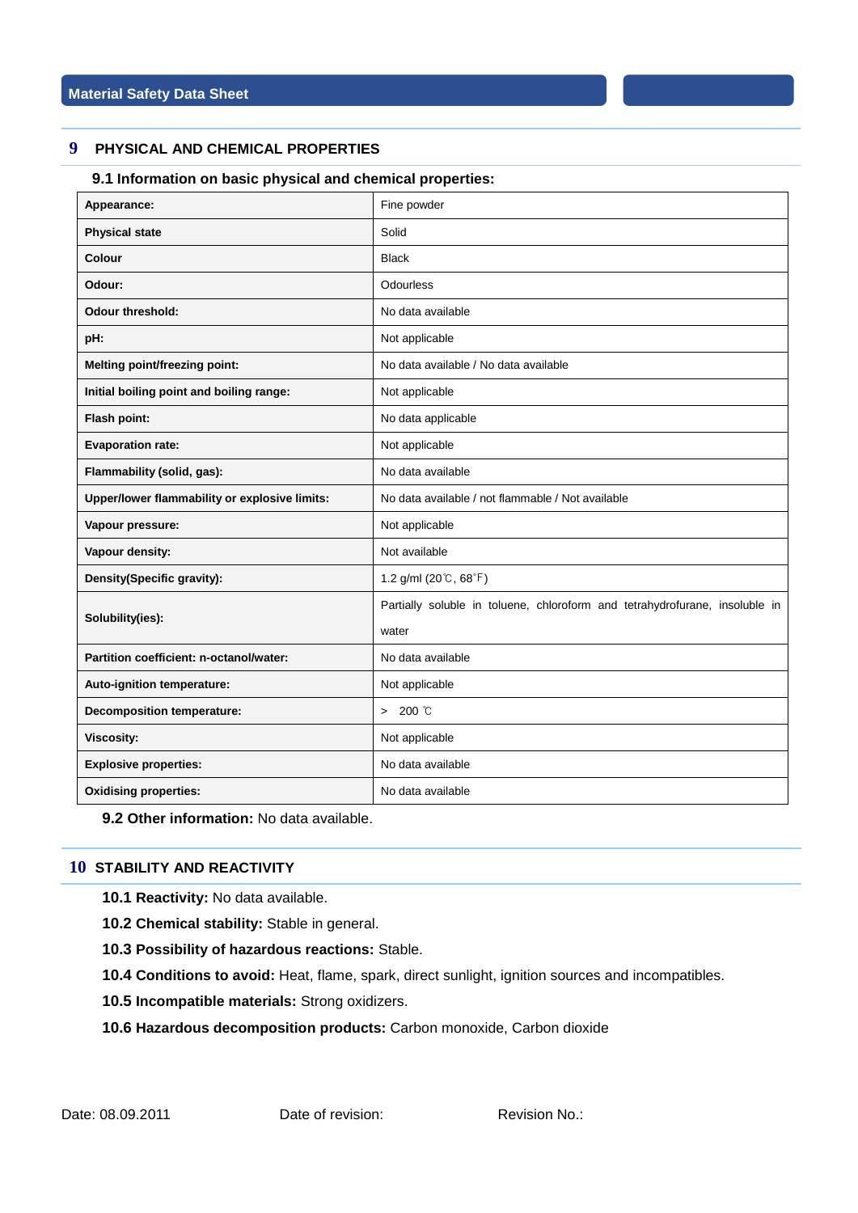## 9 PHYSICAL AND CHEMICAL PROPERTIES

### 9.1 Information on basic physical and chemical properties:

| Property | Value |
|---|---|
| **Appearance:** | Fine powder |
| **Physical state** | Solid |
| **Colour** | Black |
| **Odour:** | Odourless |
| **Odour threshold:** | No data available |
| **pH:** | Not applicable |
| **Melting point/freezing point:** | No data available / No data available |
| **Initial boiling point and boiling range:** | Not applicable |
| **Flash point:** | No data applicable |
| **Evaporation rate:** | Not applicable |
| **Flammability (solid, gas):** | No data available |
| **Upper/lower flammability or explosive limits:** | No data available / not flammable / Not available |
| **Vapour pressure:** | Not applicable |
| **Vapour density:** | Not available |
| **Density(Specific gravity):** | 1.2 g/ml (20℃, 68℉) |
| **Solubility(ies):** | Partially soluble in toluene, chloroform and tetrahydrofurane, insoluble in water |
| **Partition coefficient: n-octanol/water:** | No data available |
| **Auto-ignition temperature:** | Not applicable |
| **Decomposition temperature:** | > 200 ℃ |
| **Viscosity:** | Not applicable |
| **Explosive properties:** | No data available |
| **Oxidising properties:** | No data available |

**9.2 Other information:** No data available.

## 10 STABILITY AND REACTIVITY

**10.1 Reactivity:** No data available.

**10.2 Chemical stability:** Stable in general.

**10.3 Possibility of hazardous reactions:** Stable.

**10.4 Conditions to avoid:** Heat, flame, spark, direct sunlight, ignition sources and incompatibles.

**10.5 Incompatible materials:** Strong oxidizers.

**10.6 Hazardous decomposition products:** Carbon monoxide, Carbon dioxide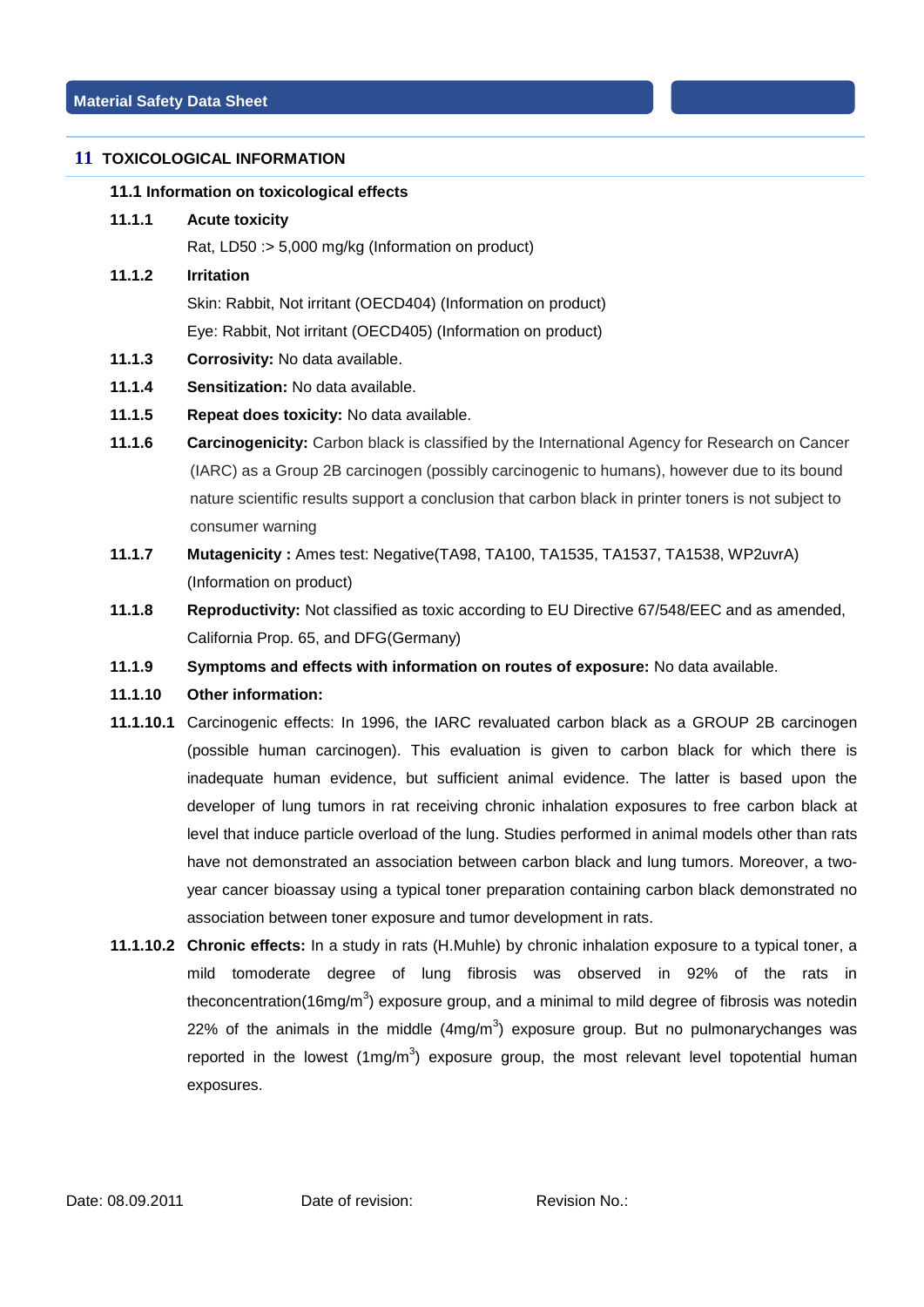## 11 TOXICOLOGICAL INFORMATION

### 11.1 Information on toxicological effects

**11.1.1 Acute toxicity**

Rat, LD50 :> 5,000 mg/kg (Information on product)

**11.1.2 Irritation**

Skin: Rabbit, Not irritant (OECD404) (Information on product)

Eye: Rabbit, Not irritant (OECD405) (Information on product)

**11.1.3 Corrosivity:** No data available.

**11.1.4 Sensitization:** No data available.

**11.1.5 Repeat does toxicity:** No data available.

**11.1.6 Carcinogenicity:** Carbon black is classified by the International Agency for Research on Cancer (IARC) as a Group 2B carcinogen (possibly carcinogenic to humans), however due to its bound nature scientific results support a conclusion that carbon black in printer toners is not subject to consumer warning

**11.1.7 Mutagenicity :** Ames test: Negative(TA98, TA100, TA1535, TA1537, TA1538, WP2uvrA) (Information on product)

**11.1.8 Reproductivity:** Not classified as toxic according to EU Directive 67/548/EEC and as amended, California Prop. 65, and DFG(Germany)

**11.1.9 Symptoms and effects with information on routes of exposure:** No data available.

**11.1.10 Other information:**

**11.1.10.1** Carcinogenic effects: In 1996, the IARC revaluated carbon black as a GROUP 2B carcinogen (possible human carcinogen). This evaluation is given to carbon black for which there is inadequate human evidence, but sufficient animal evidence. The latter is based upon the developer of lung tumors in rat receiving chronic inhalation exposures to free carbon black at level that induce particle overload of the lung. Studies performed in animal models other than rats have not demonstrated an association between carbon black and lung tumors. Moreover, a two-year cancer bioassay using a typical toner preparation containing carbon black demonstrated no association between toner exposure and tumor development in rats.

**11.1.10.2 Chronic effects:** In a study in rats (H.Muhle) by chronic inhalation exposure to a typical toner, a mild tomoderate degree of lung fibrosis was observed in 92% of the rats in theconcentration(16mg/m$^3$) exposure group, and a minimal to mild degree of fibrosis was notedin 22% of the animals in the middle (4mg/m$^3$) exposure group. But no pulmonarychanges was reported in the lowest (1mg/m$^3$) exposure group, the most relevant level topotential human exposures.

Date: 08.09.2011　　Date of revision:　　Revision No.: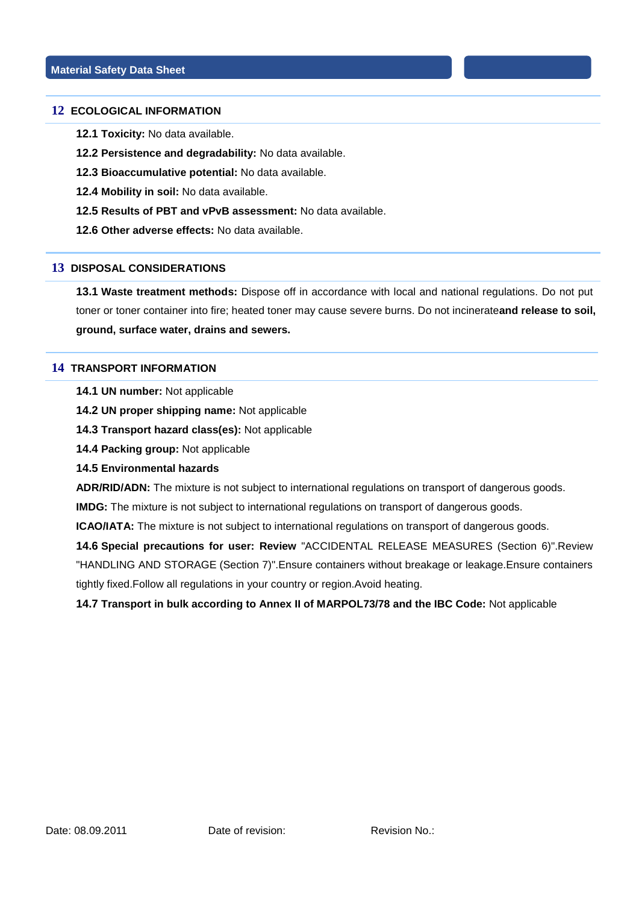## 12 ECOLOGICAL INFORMATION

**12.1 Toxicity:** No data available.

**12.2 Persistence and degradability:** No data available.

**12.3 Bioaccumulative potential:** No data available.

**12.4 Mobility in soil:** No data available.

**12.5 Results of PBT and vPvB assessment:** No data available.

**12.6 Other adverse effects:** No data available.

## 13 DISPOSAL CONSIDERATIONS

**13.1 Waste treatment methods:** Dispose off in accordance with local and national regulations. Do not put toner or toner container into fire; heated toner may cause severe burns. Do not incinerate**and release to soil, ground, surface water, drains and sewers.**

## 14 TRANSPORT INFORMATION

**14.1 UN number:** Not applicable

**14.2 UN proper shipping name:** Not applicable

**14.3 Transport hazard class(es):** Not applicable

**14.4 Packing group:** Not applicable

**14.5 Environmental hazards**

**ADR/RID/ADN:** The mixture is not subject to international regulations on transport of dangerous goods.

**IMDG:** The mixture is not subject to international regulations on transport of dangerous goods.

**ICAO/IATA:** The mixture is not subject to international regulations on transport of dangerous goods.

**14.6 Special precautions for user: Review** "ACCIDENTAL RELEASE MEASURES (Section 6)".Review "HANDLING AND STORAGE (Section 7)".Ensure containers without breakage or leakage.Ensure containers tightly fixed.Follow all regulations in your country or region.Avoid heating.

**14.7 Transport in bulk according to Annex II of MARPOL73/78 and the IBC Code:** Not applicable

Date: 08.09.2011 Date of revision: Revision No.: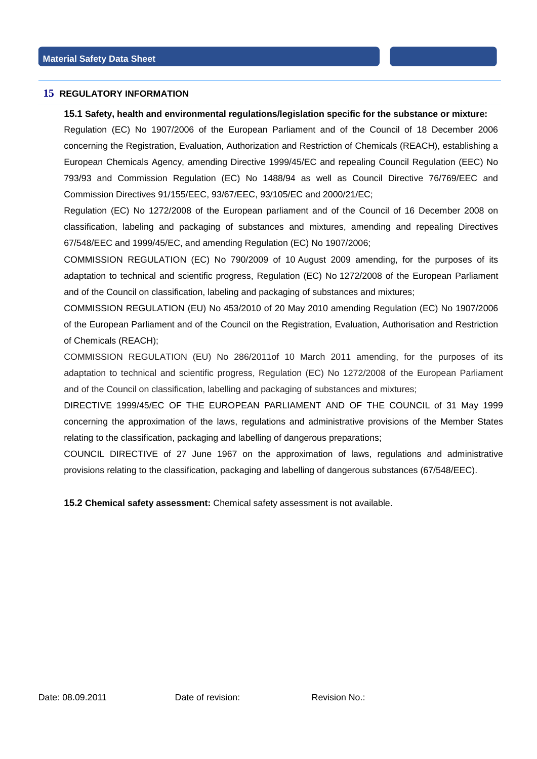## 15 REGULATORY INFORMATION

**15.1 Safety, health and environmental regulations/legislation specific for the substance or mixture:**

Regulation (EC) No 1907/2006 of the European Parliament and of the Council of 18 December 2006 concerning the Registration, Evaluation, Authorization and Restriction of Chemicals (REACH), establishing a European Chemicals Agency, amending Directive 1999/45/EC and repealing Council Regulation (EEC) No 793/93 and Commission Regulation (EC) No 1488/94 as well as Council Directive 76/769/EEC and Commission Directives 91/155/EEC, 93/67/EEC, 93/105/EC and 2000/21/EC;

Regulation (EC) No 1272/2008 of the European parliament and of the Council of 16 December 2008 on classification, labeling and packaging of substances and mixtures, amending and repealing Directives 67/548/EEC and 1999/45/EC, and amending Regulation (EC) No 1907/2006;

COMMISSION REGULATION (EC) No 790/2009 of 10 August 2009 amending, for the purposes of its adaptation to technical and scientific progress, Regulation (EC) No 1272/2008 of the European Parliament and of the Council on classification, labeling and packaging of substances and mixtures;

COMMISSION REGULATION (EU) No 453/2010 of 20 May 2010 amending Regulation (EC) No 1907/2006 of the European Parliament and of the Council on the Registration, Evaluation, Authorisation and Restriction of Chemicals (REACH);

COMMISSION REGULATION (EU) No 286/2011of 10 March 2011 amending, for the purposes of its adaptation to technical and scientific progress, Regulation (EC) No 1272/2008 of the European Parliament and of the Council on classification, labelling and packaging of substances and mixtures;

DIRECTIVE 1999/45/EC OF THE EUROPEAN PARLIAMENT AND OF THE COUNCIL of 31 May 1999 concerning the approximation of the laws, regulations and administrative provisions of the Member States relating to the classification, packaging and labelling of dangerous preparations;

COUNCIL DIRECTIVE of 27 June 1967 on the approximation of laws, regulations and administrative provisions relating to the classification, packaging and labelling of dangerous substances (67/548/EEC).

**15.2 Chemical safety assessment:** Chemical safety assessment is not available.

Date: 08.09.2011 Date of revision: Revision No.: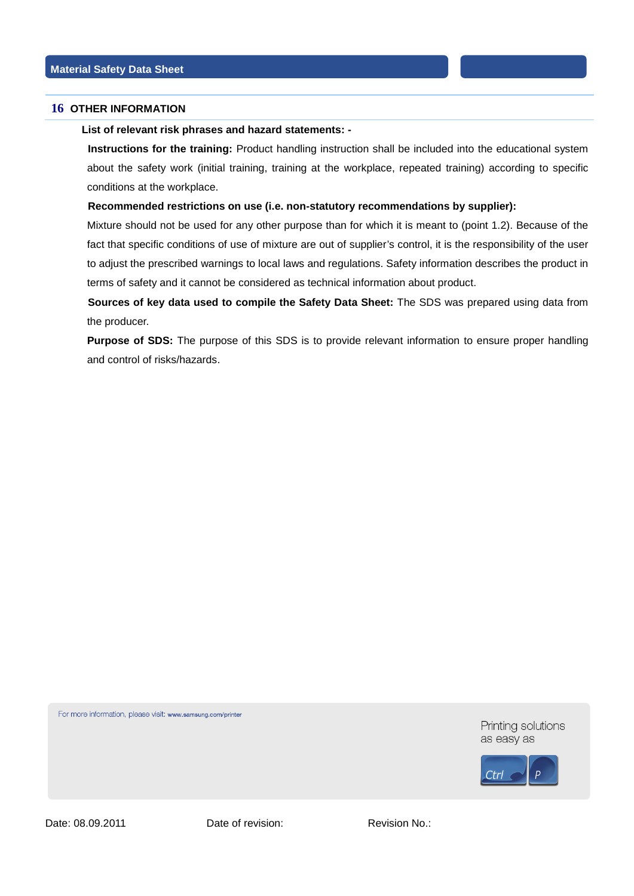## 16 OTHER INFORMATION

**List of relevant risk phrases and hazard statements: -**

**Instructions for the training:** Product handling instruction shall be included into the educational system about the safety work (initial training, training at the workplace, repeated training) according to specific conditions at the workplace.

**Recommended restrictions on use (i.e. non-statutory recommendations by supplier):**

Mixture should not be used for any other purpose than for which it is meant to (point 1.2). Because of the fact that specific conditions of use of mixture are out of supplier's control, it is the responsibility of the user to adjust the prescribed warnings to local laws and regulations. Safety information describes the product in terms of safety and it cannot be considered as technical information about product.

**Sources of key data used to compile the Safety Data Sheet:** The SDS was prepared using data from the producer.

**Purpose of SDS:** The purpose of this SDS is to provide relevant information to ensure proper handling and control of risks/hazards.